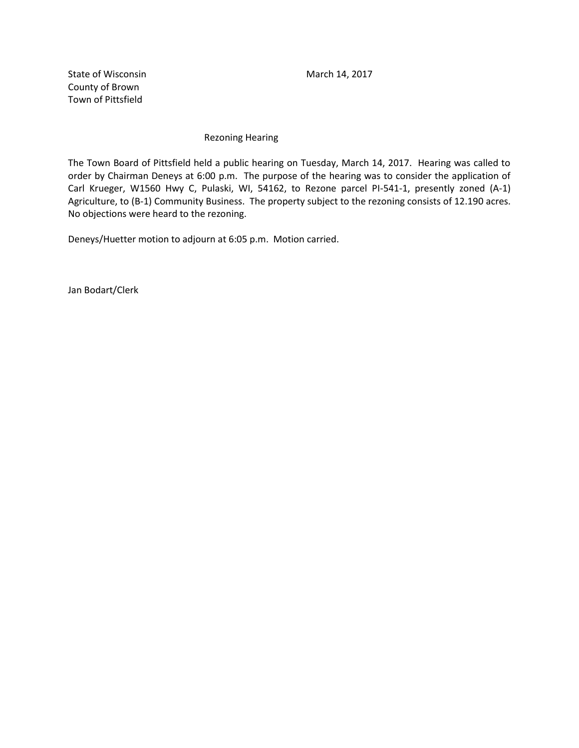State of Wisconsin
County of Brown
Town of Pittsfield

March 14, 2017

## Rezoning Hearing

The Town Board of Pittsfield held a public hearing on Tuesday, March 14, 2017. Hearing was called to order by Chairman Deneys at 6:00 p.m. The purpose of the hearing was to consider the application of Carl Krueger, W1560 Hwy C, Pulaski, WI, 54162, to Rezone parcel PI-541-1, presently zoned (A-1) Agriculture, to (B-1) Community Business. The property subject to the rezoning consists of 12.190 acres. No objections were heard to the rezoning.

Deneys/Huetter motion to adjourn at 6:05 p.m. Motion carried.

Jan Bodart/Clerk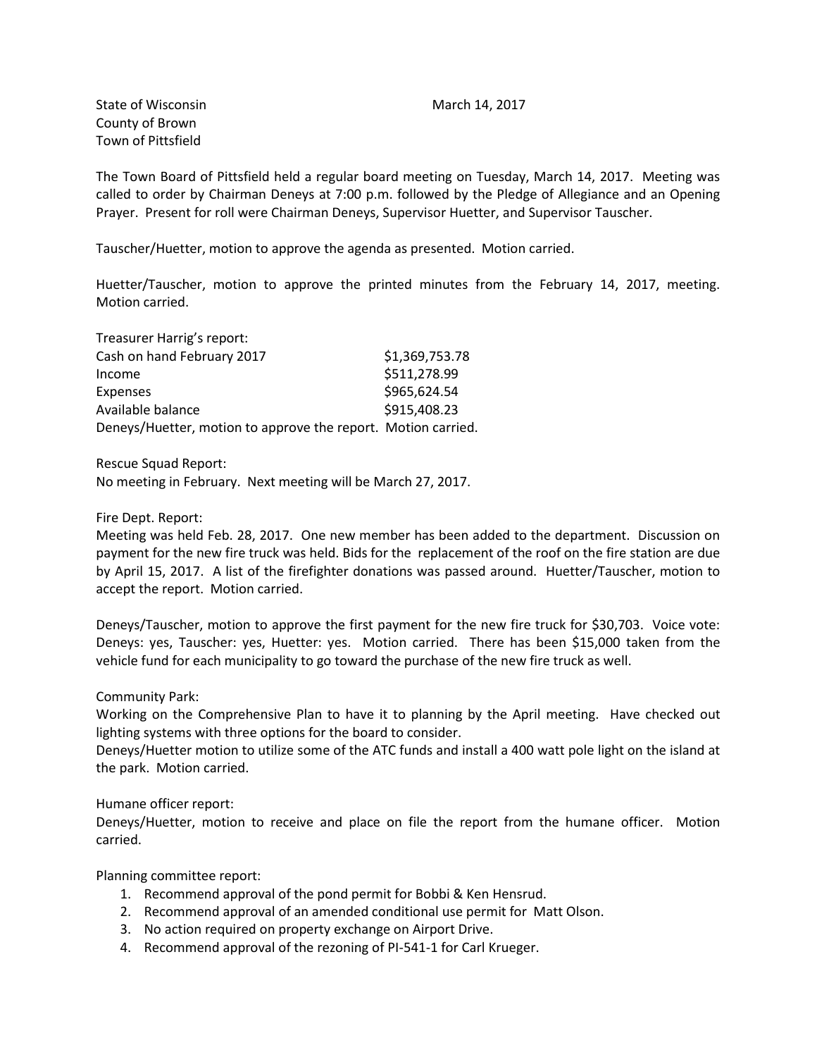State of Wisconsin March 14, 2017
County of Brown
Town of Pittsfield

The Town Board of Pittsfield held a regular board meeting on Tuesday, March 14, 2017. Meeting was called to order by Chairman Deneys at 7:00 p.m. followed by the Pledge of Allegiance and an Opening Prayer. Present for roll were Chairman Deneys, Supervisor Huetter, and Supervisor Tauscher.

Tauscher/Huetter, motion to approve the agenda as presented. Motion carried.

Huetter/Tauscher, motion to approve the printed minutes from the February 14, 2017, meeting. Motion carried.

Treasurer Harrig's report:

| | |
|---|---|
| Cash on hand February 2017 | $1,369,753.78 |
| Income | $511,278.99 |
| Expenses | $965,624.54 |
| Available balance | $915,408.23 |

Deneys/Huetter, motion to approve the report. Motion carried.

Rescue Squad Report:
No meeting in February. Next meeting will be March 27, 2017.

Fire Dept. Report:
Meeting was held Feb. 28, 2017. One new member has been added to the department. Discussion on payment for the new fire truck was held. Bids for the replacement of the roof on the fire station are due by April 15, 2017. A list of the firefighter donations was passed around. Huetter/Tauscher, motion to accept the report. Motion carried.

Deneys/Tauscher, motion to approve the first payment for the new fire truck for $30,703. Voice vote: Deneys: yes, Tauscher: yes, Huetter: yes. Motion carried. There has been $15,000 taken from the vehicle fund for each municipality to go toward the purchase of the new fire truck as well.

Community Park:
Working on the Comprehensive Plan to have it to planning by the April meeting. Have checked out lighting systems with three options for the board to consider.
Deneys/Huetter motion to utilize some of the ATC funds and install a 400 watt pole light on the island at the park. Motion carried.

Humane officer report:
Deneys/Huetter, motion to receive and place on file the report from the humane officer. Motion carried.

Planning committee report:

1. Recommend approval of the pond permit for Bobbi & Ken Hensrud.
2. Recommend approval of an amended conditional use permit for Matt Olson.
3. No action required on property exchange on Airport Drive.
4. Recommend approval of the rezoning of PI-541-1 for Carl Krueger.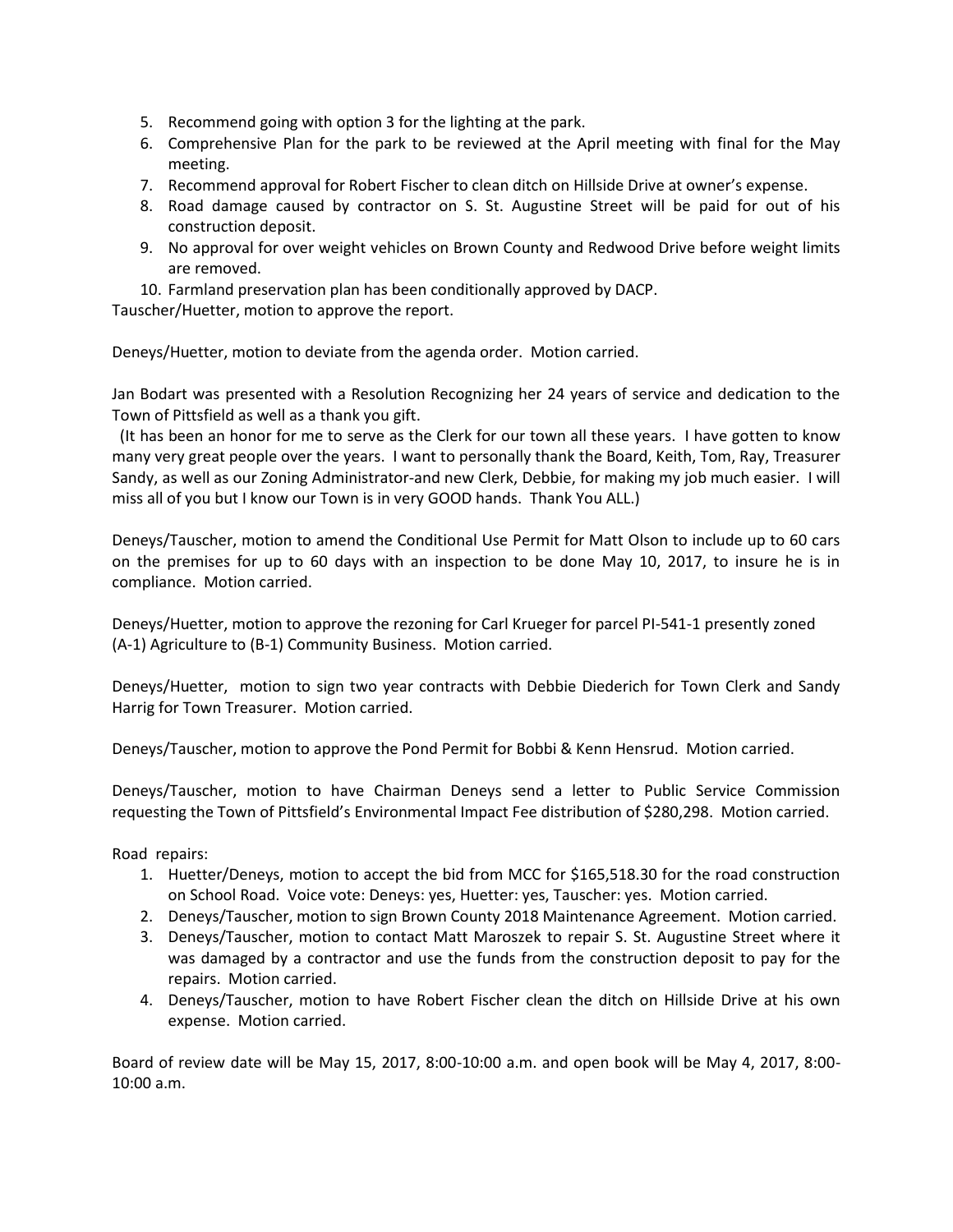5. Recommend going with option 3 for the lighting at the park.
6. Comprehensive Plan for the park to be reviewed at the April meeting with final for the May meeting.
7. Recommend approval for Robert Fischer to clean ditch on Hillside Drive at owner's expense.
8. Road damage caused by contractor on S. St. Augustine Street will be paid for out of his construction deposit.
9. No approval for over weight vehicles on Brown County and Redwood Drive before weight limits are removed.
10. Farmland preservation plan has been conditionally approved by DACP.

Tauscher/Huetter, motion to approve the report.

Deneys/Huetter, motion to deviate from the agenda order. Motion carried.

Jan Bodart was presented with a Resolution Recognizing her 24 years of service and dedication to the Town of Pittsfield as well as a thank you gift.

(It has been an honor for me to serve as the Clerk for our town all these years. I have gotten to know many very great people over the years. I want to personally thank the Board, Keith, Tom, Ray, Treasurer Sandy, as well as our Zoning Administrator-and new Clerk, Debbie, for making my job much easier. I will miss all of you but I know our Town is in very GOOD hands. Thank You ALL.)

Deneys/Tauscher, motion to amend the Conditional Use Permit for Matt Olson to include up to 60 cars on the premises for up to 60 days with an inspection to be done May 10, 2017, to insure he is in compliance. Motion carried.

Deneys/Huetter, motion to approve the rezoning for Carl Krueger for parcel PI-541-1 presently zoned (A-1) Agriculture to (B-1) Community Business. Motion carried.

Deneys/Huetter, motion to sign two year contracts with Debbie Diederich for Town Clerk and Sandy Harrig for Town Treasurer. Motion carried.

Deneys/Tauscher, motion to approve the Pond Permit for Bobbi & Kenn Hensrud. Motion carried.

Deneys/Tauscher, motion to have Chairman Deneys send a letter to Public Service Commission requesting the Town of Pittsfield's Environmental Impact Fee distribution of $280,298. Motion carried.

Road repairs:

1. Huetter/Deneys, motion to accept the bid from MCC for $165,518.30 for the road construction on School Road. Voice vote: Deneys: yes, Huetter: yes, Tauscher: yes. Motion carried.
2. Deneys/Tauscher, motion to sign Brown County 2018 Maintenance Agreement. Motion carried.
3. Deneys/Tauscher, motion to contact Matt Maroszek to repair S. St. Augustine Street where it was damaged by a contractor and use the funds from the construction deposit to pay for the repairs. Motion carried.
4. Deneys/Tauscher, motion to have Robert Fischer clean the ditch on Hillside Drive at his own expense. Motion carried.

Board of review date will be May 15, 2017, 8:00-10:00 a.m. and open book will be May 4, 2017, 8:00-10:00 a.m.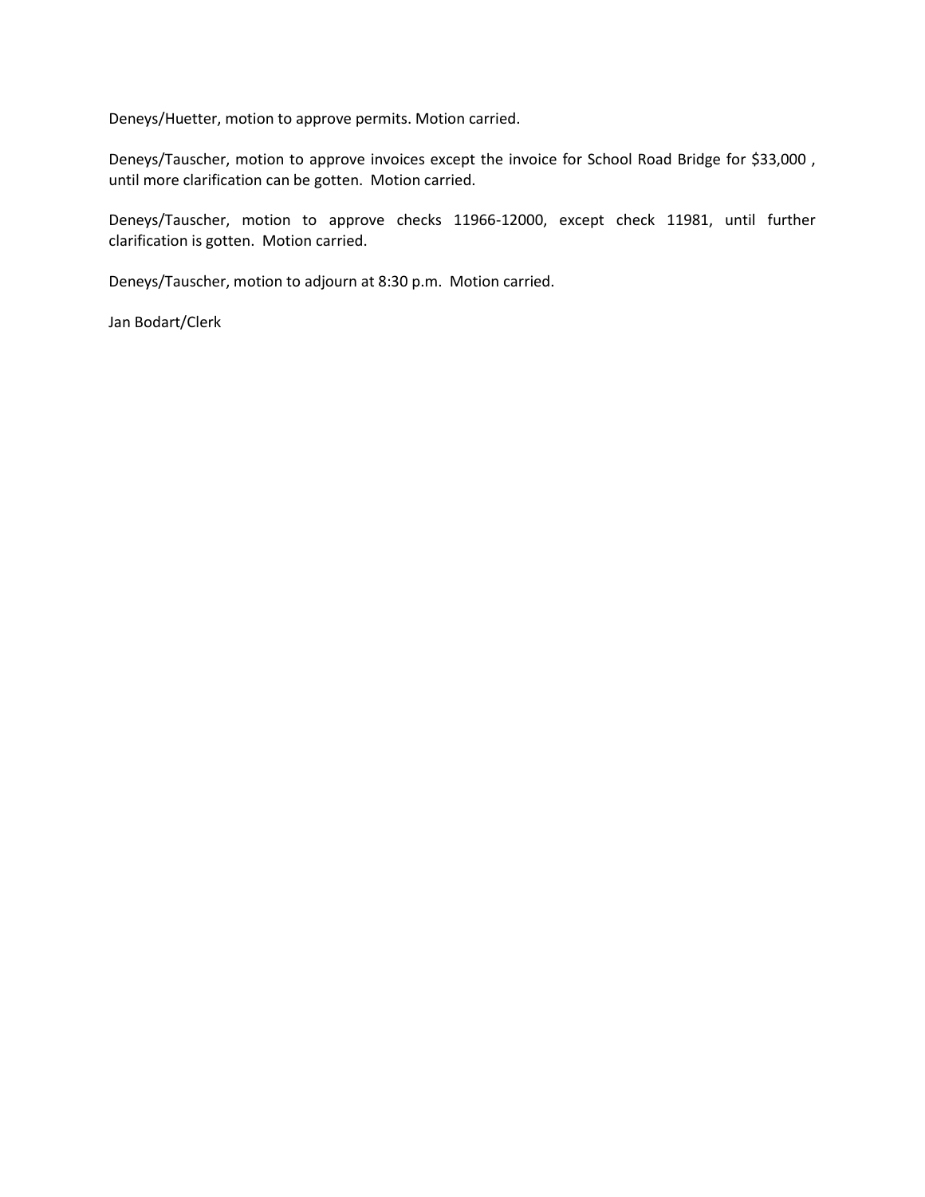Deneys/Huetter, motion to approve permits. Motion carried.

Deneys/Tauscher, motion to approve invoices except the invoice for School Road Bridge for $33,000 , until more clarification can be gotten. Motion carried.

Deneys/Tauscher, motion to approve checks 11966-12000, except check 11981, until further clarification is gotten. Motion carried.

Deneys/Tauscher, motion to adjourn at 8:30 p.m. Motion carried.

Jan Bodart/Clerk